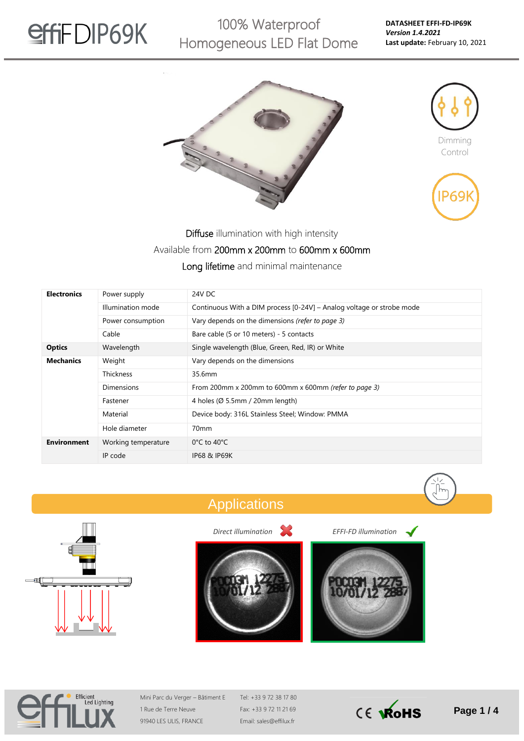# effiFDIP69K

## 100% Waterproof Homogeneous LED Flat Dome

**DATASHEET EFFI-FD-IP69K**
***Version 1.4.2021***
**Last update:** February 10, 2021

Dimming Control

IP69K

Diffuse illumination with high intensity

Available from 200mm x 200mm to 600mm x 600mm

Long lifetime and minimal maintenance

| | | |
|---|---|---|
| **Electronics** | Power supply | 24V DC |
| | Illumination mode | Continuous With a DIM process [0-24V] – Analog voltage or strobe mode |
| | Power consumption | Vary depends on the dimensions *(refer to page 3)* |
| | Cable | Bare cable (5 or 10 meters) - 5 contacts |
| **Optics** | Wavelength | Single wavelength (Blue, Green, Red, IR) or White |
| **Mechanics** | Weight | Vary depends on the dimensions |
| | Thickness | 35.6mm |
| | Dimensions | From 200mm x 200mm to 600mm x 600mm *(refer to page 3)* |
| | Fastener | 4 holes (Ø 5.5mm / 20mm length) |
| | Material | Device body: 316L Stainless Steel; Window: PMMA |
| | Hole diameter | 70mm |
| **Environment** | Working temperature | 0°C to 40°C |
| | IP code | IP68 & IP69K |

## Applications

*Direct illumination* ✗

*EFFI-FD illumination* ✓

Mini Parc du Verger – Bâtiment E
1 Rue de Terre Neuve
91940 LES ULIS, FRANCE

Tel: +33 9 72 38 17 80
Fax: +33 9 72 11 21 69
Email: sales@effilux.fr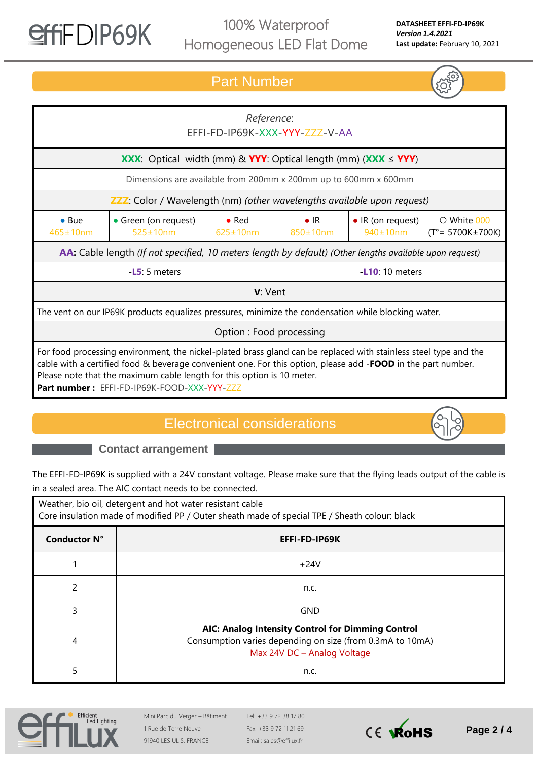## Part Number

| *Reference*: EFFI-FD-IP69K-XXX-YYY-ZZZ-V-AA | | | | | |
|---|---|---|---|---|---|
| **XXX**: Optical width (mm) & **YYY**: Optical length (mm) (**XXX** ≤ **YYY**) | | | | | |
| Dimensions are available from 200mm x 200mm up to 600mm x 600mm | | | | | |
| **ZZZ**: Color / Wavelength (nm) *(other wavelengths available upon request)* | | | | | |
| • Bue 465±10nm | • Green (on request) 525±10nm | • Red 625±10nm | • IR 850±10nm | • IR (on request) 940±10nm | ○ White 000 (T°= 5700K±700K) |
| **AA:** Cable length *(If not specified, 10 meters length by default)* *(Other lengths available upon request)* | | | | | |
| **-L5**: 5 meters | | | **-L10**: 10 meters | | |
| **V**: Vent | | | | | |
| The vent on our IP69K products equalizes pressures, minimize the condensation while blocking water. | | | | | |
| Option : Food processing | | | | | |
| For food processing environment, the nickel-plated brass gland can be replaced with stainless steel type and the cable with a certified food & beverage convenient one. For this option, please add -**FOOD** in the part number. Please note that the maximum cable length for this option is 10 meter. **Part number :** EFFI-FD-IP69K-FOOD-XXX-YYY-ZZZ | | | | | |

## Electronical considerations

### Contact arrangement

The EFFI-FD-IP69K is supplied with a 24V constant voltage. Please make sure that the flying leads output of the cable is in a sealed area. The AIC contact needs to be connected.

Weather, bio oil, detergent and hot water resistant cable
Core insulation made of modified PP / Outer sheath made of special TPE / Sheath colour: black

| Conductor N° | EFFI-FD-IP69K |
|---|---|
| 1 | +24V |
| 2 | n.c. |
| 3 | GND |
| 4 | **AIC: Analog Intensity Control for Dimming Control** Consumption varies depending on size (from 0.3mA to 10mA) Max 24V DC – Analog Voltage |
| 5 | n.c. |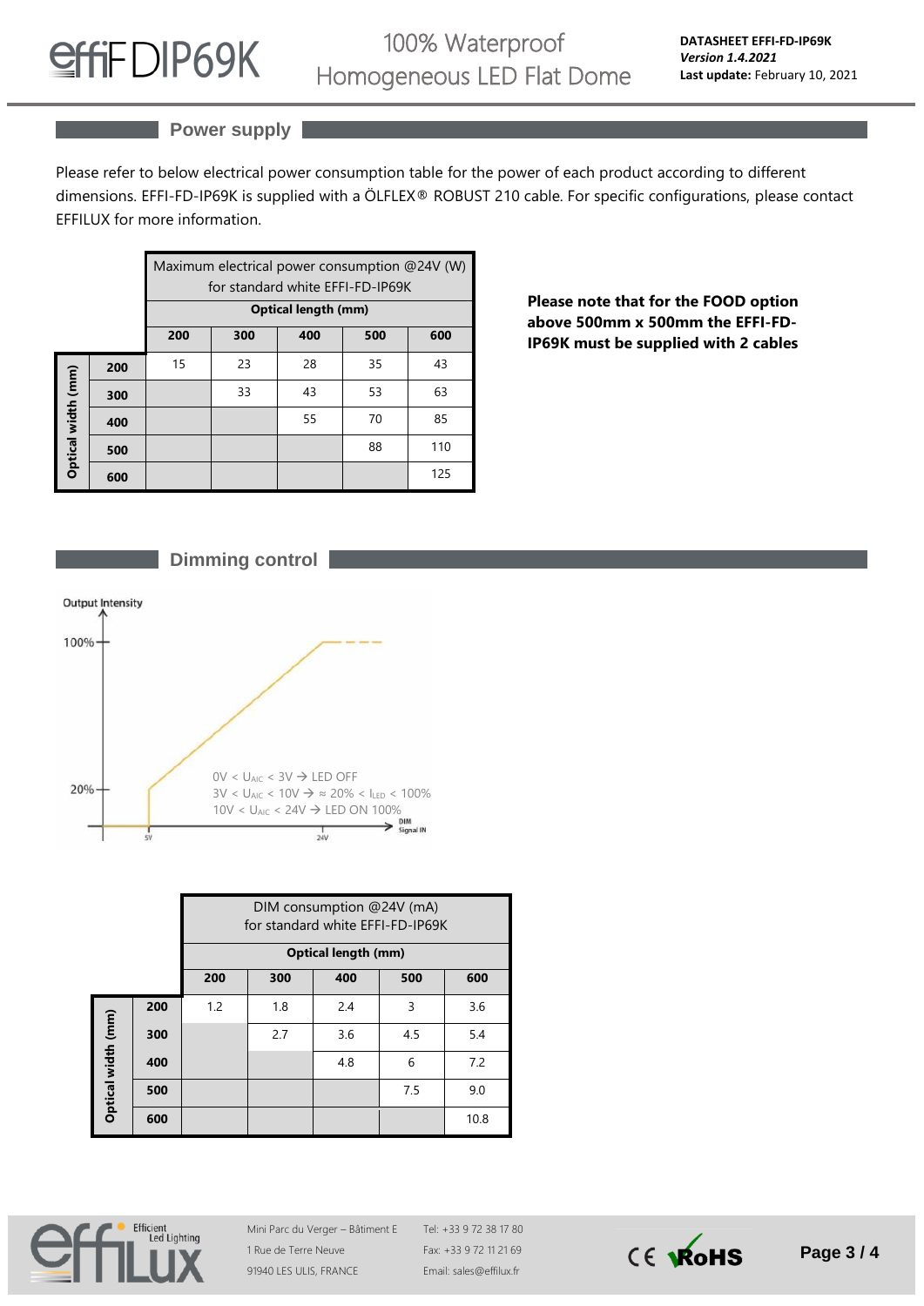## Power supply

Please refer to below electrical power consumption table for the power of each product according to different dimensions. EFFI-FD-IP69K is supplied with a ÖLFLEX® ROBUST 210 cable. For specific configurations, please contact EFFILUX for more information.

| | | Maximum electrical power consumption @24V (W) for standard white EFFI-FD-IP69K | | | | |
|---|---|---|---|---|---|---|
| | | **Optical length (mm)** | | | | |
| | | **200** | **300** | **400** | **500** | **600** |
| **Optical width (mm)** | **200** | 15 | 23 | 28 | 35 | 43 |
| | **300** | | 33 | 43 | 53 | 63 |
| | **400** | | | 55 | 70 | 85 |
| | **500** | | | | 88 | 110 |
| | **600** | | | | | 125 |

**Please note that for the FOOD option above 500mm x 500mm the EFFI-FD-IP69K must be supplied with 2 cables**

## Dimming control

Output Intensity

100%

20%

0V < $U_{AIC}$ < 3V → LED OFF
3V < $U_{AIC}$ < 10V → ≈ 20% < $I_{LED}$ < 100%
10V < $U_{AIC}$ < 24V → LED ON 100%

5V 24V DIM Signal IN

| | | DIM consumption @24V (mA) for standard white EFFI-FD-IP69K | | | | |
|---|---|---|---|---|---|---|
| | | **Optical length (mm)** | | | | |
| | | **200** | **300** | **400** | **500** | **600** |
| **Optical width (mm)** | **200** | 1.2 | 1.8 | 2.4 | 3 | 3.6 |
| | **300** | | 2.7 | 3.6 | 4.5 | 5.4 |
| | **400** | | | 4.8 | 6 | 7.2 |
| | **500** | | | | 7.5 | 9.0 |
| | **600** | | | | | 10.8 |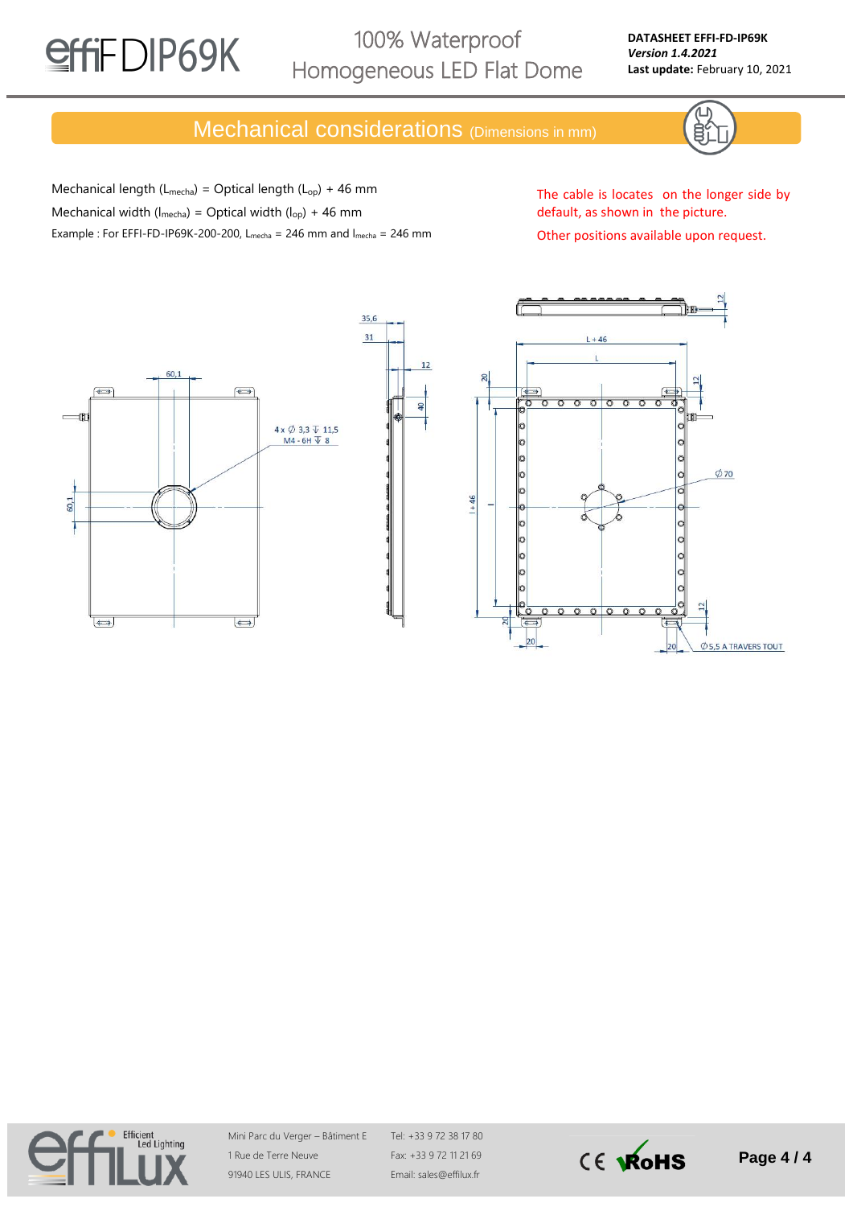## Mechanical considerations (Dimensions in mm)

Mechanical length ($L_{mecha}$) = Optical length ($L_{op}$) + 46 mm

Mechanical width ($l_{mecha}$) = Optical width ($l_{op}$) + 46 mm

Example : For EFFI-FD-IP69K-200-200, $L_{mecha}$ = 246 mm and $l_{mecha}$ = 246 mm

The cable is locates on the longer side by default, as shown in the picture.

Other positions available upon request.

60,1

60,1

4 x Ø 3,3 ↧ 11,5

M4 - 6H ↧ 8

35,6

31

12

40

L + 46

L

20

12

Ø 70

l + 46

12

20

20

20

Ø 5,5 A TRAVERS TOUT